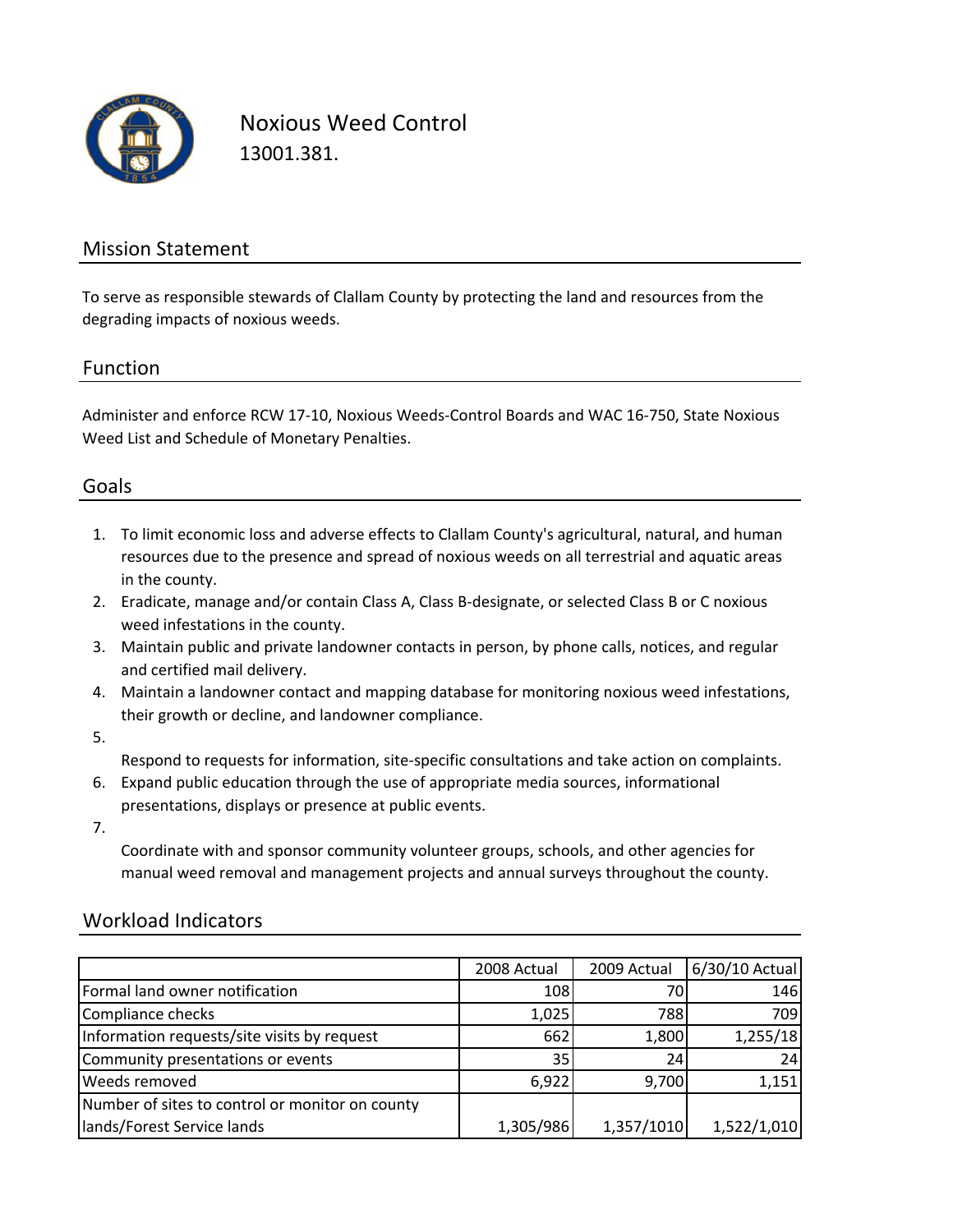# Noxious Weed Control

13001.381.

## Mission Statement

To serve as responsible stewards of Clallam County by protecting the land and resources from the degrading impacts of noxious weeds.

## Function

Administer and enforce RCW 17-10, Noxious Weeds-Control Boards and WAC 16-750, State Noxious Weed List and Schedule of Monetary Penalties.

## Goals

1. To limit economic loss and adverse effects to Clallam County's agricultural, natural, and human resources due to the presence and spread of noxious weeds on all terrestrial and aquatic areas in the county.
2. Eradicate, manage and/or contain Class A, Class B-designate, or selected Class B or C noxious weed infestations in the county.
3. Maintain public and private landowner contacts in person, by phone calls, notices, and regular and certified mail delivery.
4. Maintain a landowner contact and mapping database for monitoring noxious weed infestations, their growth or decline, and landowner compliance.
5. Respond to requests for information, site-specific consultations and take action on complaints.
6. Expand public education through the use of appropriate media sources, informational presentations, displays or presence at public events.
7. Coordinate with and sponsor community volunteer groups, schools, and other agencies for manual weed removal and management projects and annual surveys throughout the county.

## Workload Indicators

| | 2008 Actual | 2009 Actual | 6/30/10 Actual |
|---|---|---|---|
| Formal land owner notification | 108 | 70 | 146 |
| Compliance checks | 1,025 | 788 | 709 |
| Information requests/site visits by request | 662 | 1,800 | 1,255/18 |
| Community presentations or events | 35 | 24 | 24 |
| Weeds removed | 6,922 | 9,700 | 1,151 |
| Number of sites to control or monitor on county lands/Forest Service lands | 1,305/986 | 1,357/1010 | 1,522/1,010 |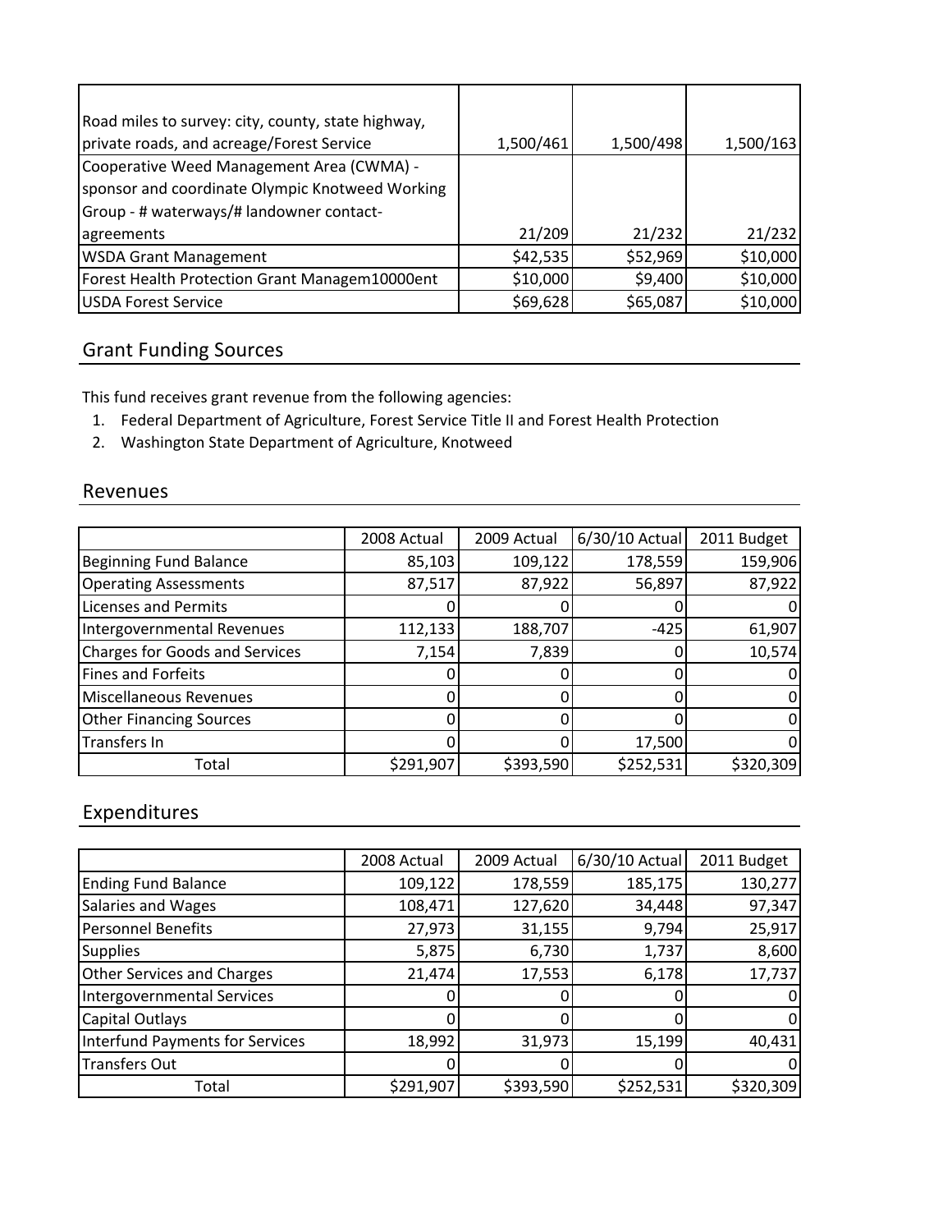| | | | |
|---|---|---|---|
| Road miles to survey: city, county, state highway, private roads, and acreage/Forest Service | 1,500/461 | 1,500/498 | 1,500/163 |
| Cooperative Weed Management Area (CWMA) - sponsor and coordinate Olympic Knotweed Working Group - # waterways/# landowner contact-agreements | 21/209 | 21/232 | 21/232 |
| WSDA Grant Management | $42,535 | $52,969 | $10,000 |
| Forest Health Protection Grant Managem10000ent | $10,000 | $9,400 | $10,000 |
| USDA Forest Service | $69,628 | $65,087 | $10,000 |

## Grant Funding Sources

This fund receives grant revenue from the following agencies:

1. Federal Department of Agriculture, Forest Service Title II and Forest Health Protection
2. Washington State Department of Agriculture, Knotweed

## Revenues

| | 2008 Actual | 2009 Actual | 6/30/10 Actual | 2011 Budget |
|---|---|---|---|---|
| Beginning Fund Balance | 85,103 | 109,122 | 178,559 | 159,906 |
| Operating Assessments | 87,517 | 87,922 | 56,897 | 87,922 |
| Licenses and Permits | 0 | 0 | 0 | 0 |
| Intergovernmental Revenues | 112,133 | 188,707 | -425 | 61,907 |
| Charges for Goods and Services | 7,154 | 7,839 | 0 | 10,574 |
| Fines and Forfeits | 0 | 0 | 0 | 0 |
| Miscellaneous Revenues | 0 | 0 | 0 | 0 |
| Other Financing Sources | 0 | 0 | 0 | 0 |
| Transfers In | 0 | 0 | 17,500 | 0 |
| Total | $291,907 | $393,590 | $252,531 | $320,309 |

## Expenditures

| | 2008 Actual | 2009 Actual | 6/30/10 Actual | 2011 Budget |
|---|---|---|---|---|
| Ending Fund Balance | 109,122 | 178,559 | 185,175 | 130,277 |
| Salaries and Wages | 108,471 | 127,620 | 34,448 | 97,347 |
| Personnel Benefits | 27,973 | 31,155 | 9,794 | 25,917 |
| Supplies | 5,875 | 6,730 | 1,737 | 8,600 |
| Other Services and Charges | 21,474 | 17,553 | 6,178 | 17,737 |
| Intergovernmental Services | 0 | 0 | 0 | 0 |
| Capital Outlays | 0 | 0 | 0 | 0 |
| Interfund Payments for Services | 18,992 | 31,973 | 15,199 | 40,431 |
| Transfers Out | 0 | 0 | 0 | 0 |
| Total | $291,907 | $393,590 | $252,531 | $320,309 |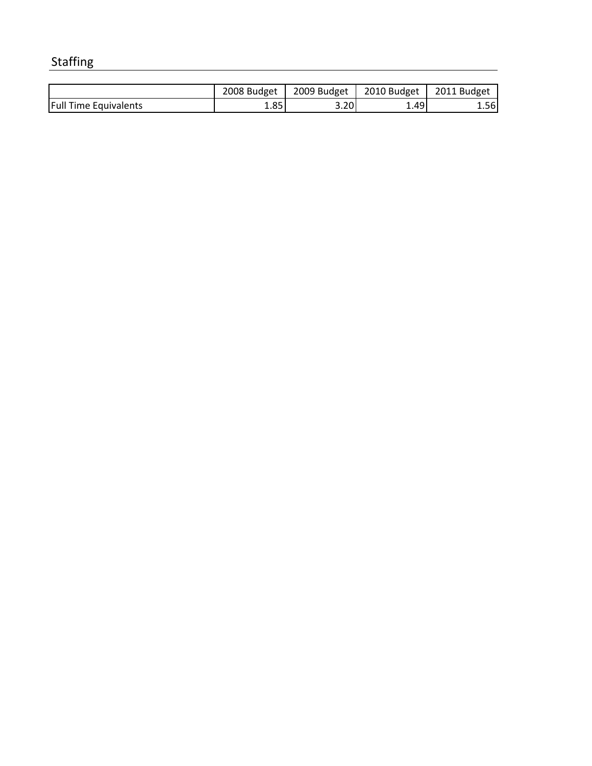## Staffing

| | 2008 Budget | 2009 Budget | 2010 Budget | 2011 Budget |
|---|---|---|---|---|
| Full Time Equivalents | 1.85 | 3.20 | 1.49 | 1.56 |